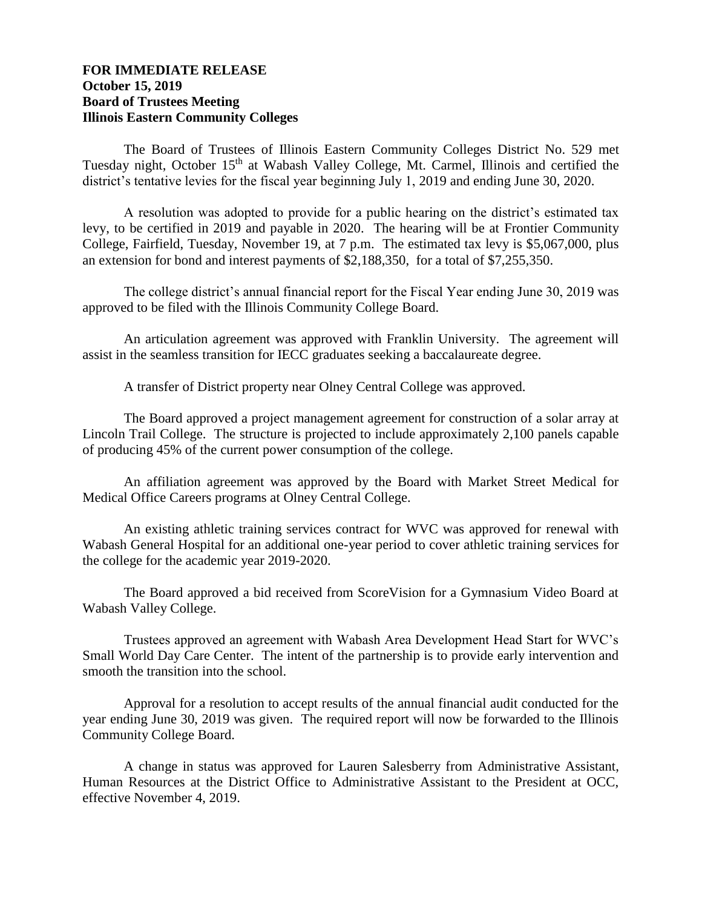**FOR IMMEDIATE RELEASE**
**October 15, 2019**
**Board of Trustees Meeting**
**Illinois Eastern Community Colleges**

The Board of Trustees of Illinois Eastern Community Colleges District No. 529 met Tuesday night, October 15th at Wabash Valley College, Mt. Carmel, Illinois and certified the district's tentative levies for the fiscal year beginning July 1, 2019 and ending June 30, 2020.

A resolution was adopted to provide for a public hearing on the district's estimated tax levy, to be certified in 2019 and payable in 2020. The hearing will be at Frontier Community College, Fairfield, Tuesday, November 19, at 7 p.m. The estimated tax levy is $5,067,000, plus an extension for bond and interest payments of $2,188,350, for a total of $7,255,350.

The college district's annual financial report for the Fiscal Year ending June 30, 2019 was approved to be filed with the Illinois Community College Board.

An articulation agreement was approved with Franklin University. The agreement will assist in the seamless transition for IECC graduates seeking a baccalaureate degree.

A transfer of District property near Olney Central College was approved.

The Board approved a project management agreement for construction of a solar array at Lincoln Trail College. The structure is projected to include approximately 2,100 panels capable of producing 45% of the current power consumption of the college.

An affiliation agreement was approved by the Board with Market Street Medical for Medical Office Careers programs at Olney Central College.

An existing athletic training services contract for WVC was approved for renewal with Wabash General Hospital for an additional one-year period to cover athletic training services for the college for the academic year 2019-2020.

The Board approved a bid received from ScoreVision for a Gymnasium Video Board at Wabash Valley College.

Trustees approved an agreement with Wabash Area Development Head Start for WVC's Small World Day Care Center. The intent of the partnership is to provide early intervention and smooth the transition into the school.

Approval for a resolution to accept results of the annual financial audit conducted for the year ending June 30, 2019 was given. The required report will now be forwarded to the Illinois Community College Board.

A change in status was approved for Lauren Salesberry from Administrative Assistant, Human Resources at the District Office to Administrative Assistant to the President at OCC, effective November 4, 2019.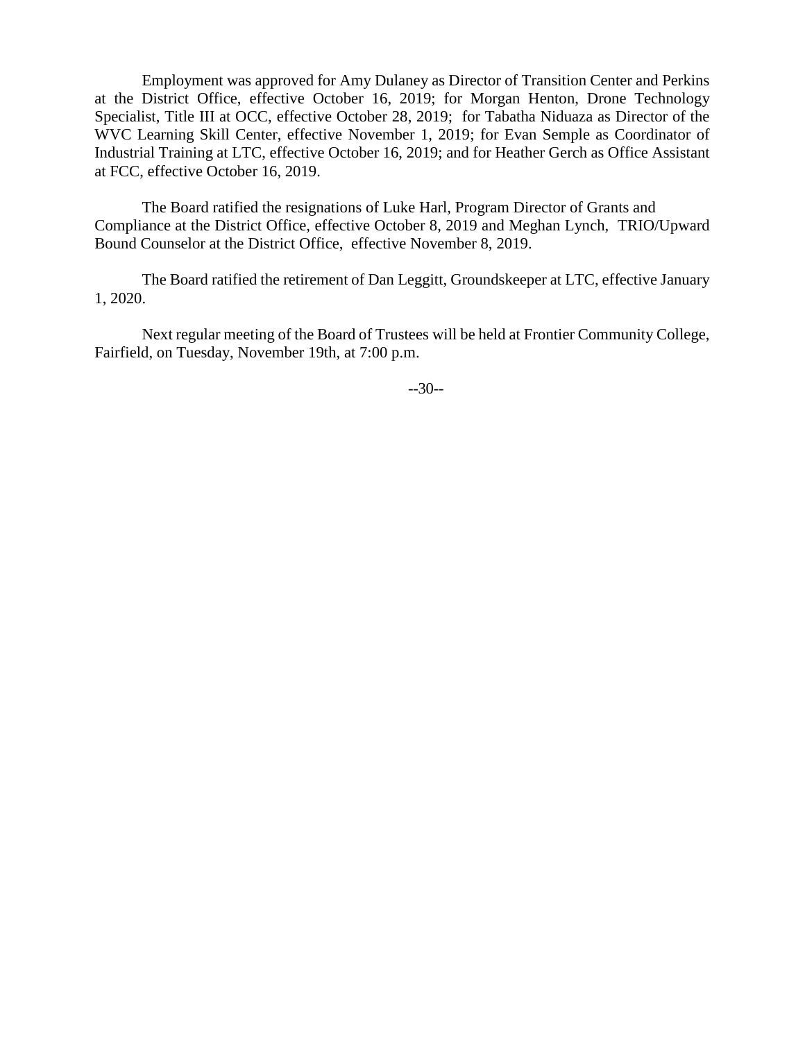Employment was approved for Amy Dulaney as Director of Transition Center and Perkins at the District Office, effective October 16, 2019; for Morgan Henton, Drone Technology Specialist, Title III at OCC, effective October 28, 2019; for Tabatha Niduaza as Director of the WVC Learning Skill Center, effective November 1, 2019; for Evan Semple as Coordinator of Industrial Training at LTC, effective October 16, 2019; and for Heather Gerch as Office Assistant at FCC, effective October 16, 2019.

The Board ratified the resignations of Luke Harl, Program Director of Grants and Compliance at the District Office, effective October 8, 2019 and Meghan Lynch, TRIO/Upward Bound Counselor at the District Office, effective November 8, 2019.

The Board ratified the retirement of Dan Leggitt, Groundskeeper at LTC, effective January 1, 2020.

Next regular meeting of the Board of Trustees will be held at Frontier Community College, Fairfield, on Tuesday, November 19th, at 7:00 p.m.

--30--